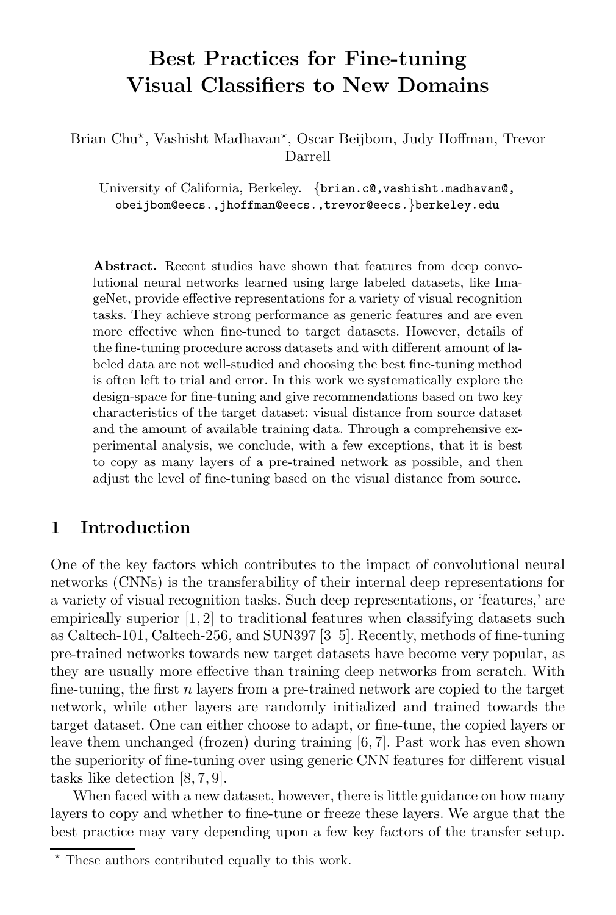# Best Practices for Fine-tuning Visual Classifiers to New Domains

Brian Chu*, Vashisht Madhavan*, Oscar Beijbom, Judy Hoffman, Trevor Darrell

University of California, Berkeley. {brian.c@,vashisht.madhavan@, obeijbom@eecs.,jhoffman@eecs.,trevor@eecs.}berkeley.edu

**Abstract.** Recent studies have shown that features from deep convolutional neural networks learned using large labeled datasets, like ImageNet, provide effective representations for a variety of visual recognition tasks. They achieve strong performance as generic features and are even more effective when fine-tuned to target datasets. However, details of the fine-tuning procedure across datasets and with different amount of labeled data are not well-studied and choosing the best fine-tuning method is often left to trial and error. In this work we systematically explore the design-space for fine-tuning and give recommendations based on two key characteristics of the target dataset: visual distance from source dataset and the amount of available training data. Through a comprehensive experimental analysis, we conclude, with a few exceptions, that it is best to copy as many layers of a pre-trained network as possible, and then adjust the level of fine-tuning based on the visual distance from source.

## 1 Introduction

One of the key factors which contributes to the impact of convolutional neural networks (CNNs) is the transferability of their internal deep representations for a variety of visual recognition tasks. Such deep representations, or 'features,' are empirically superior [1, 2] to traditional features when classifying datasets such as Caltech-101, Caltech-256, and SUN397 [3–5]. Recently, methods of fine-tuning pre-trained networks towards new target datasets have become very popular, as they are usually more effective than training deep networks from scratch. With fine-tuning, the first $n$ layers from a pre-trained network are copied to the target network, while other layers are randomly initialized and trained towards the target dataset. One can either choose to adapt, or fine-tune, the copied layers or leave them unchanged (frozen) during training [6, 7]. Past work has even shown the superiority of fine-tuning over using generic CNN features for different visual tasks like detection [8, 7, 9].

When faced with a new dataset, however, there is little guidance on how many layers to copy and whether to fine-tune or freeze these layers. We argue that the best practice may vary depending upon a few key factors of the transfer setup.

* These authors contributed equally to this work.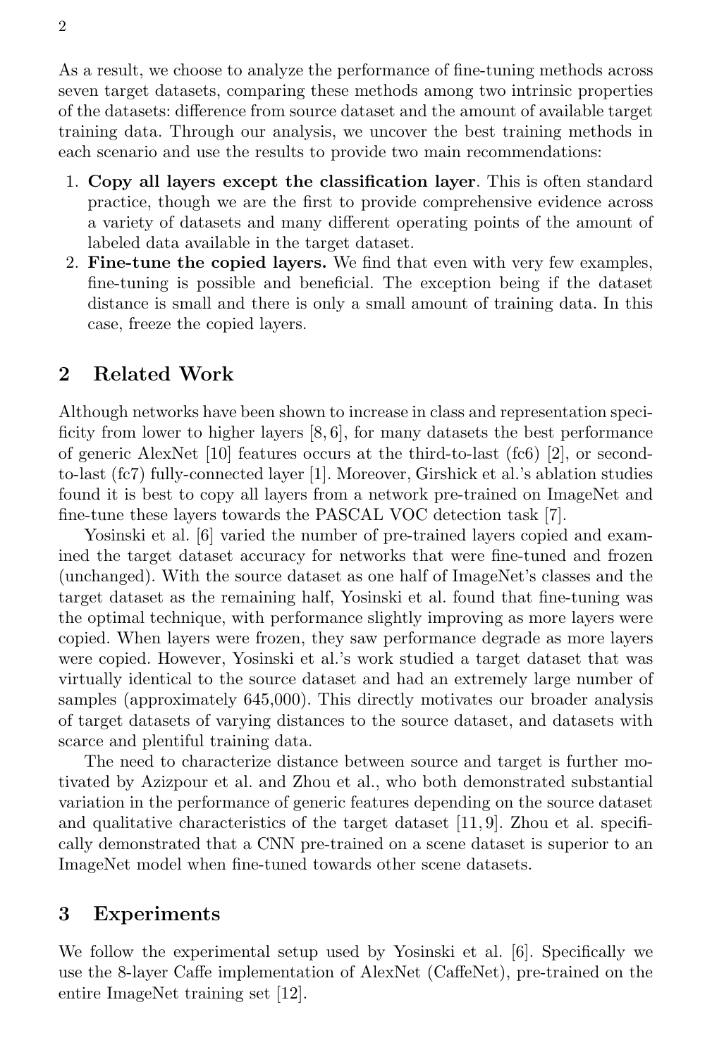As a result, we choose to analyze the performance of fine-tuning methods across seven target datasets, comparing these methods among two intrinsic properties of the datasets: difference from source dataset and the amount of available target training data. Through our analysis, we uncover the best training methods in each scenario and use the results to provide two main recommendations:

1. **Copy all layers except the classification layer**. This is often standard practice, though we are the first to provide comprehensive evidence across a variety of datasets and many different operating points of the amount of labeled data available in the target dataset.
2. **Fine-tune the copied layers.** We find that even with very few examples, fine-tuning is possible and beneficial. The exception being if the dataset distance is small and there is only a small amount of training data. In this case, freeze the copied layers.

## 2 Related Work

Although networks have been shown to increase in class and representation specificity from lower to higher layers [8, 6], for many datasets the best performance of generic AlexNet [10] features occurs at the third-to-last (fc6) [2], or second-to-last (fc7) fully-connected layer [1]. Moreover, Girshick et al.'s ablation studies found it is best to copy all layers from a network pre-trained on ImageNet and fine-tune these layers towards the PASCAL VOC detection task [7].

Yosinski et al. [6] varied the number of pre-trained layers copied and examined the target dataset accuracy for networks that were fine-tuned and frozen (unchanged). With the source dataset as one half of ImageNet's classes and the target dataset as the remaining half, Yosinski et al. found that fine-tuning was the optimal technique, with performance slightly improving as more layers were copied. When layers were frozen, they saw performance degrade as more layers were copied. However, Yosinski et al.'s work studied a target dataset that was virtually identical to the source dataset and had an extremely large number of samples (approximately 645,000). This directly motivates our broader analysis of target datasets of varying distances to the source dataset, and datasets with scarce and plentiful training data.

The need to characterize distance between source and target is further motivated by Azizpour et al. and Zhou et al., who both demonstrated substantial variation in the performance of generic features depending on the source dataset and qualitative characteristics of the target dataset [11, 9]. Zhou et al. specifically demonstrated that a CNN pre-trained on a scene dataset is superior to an ImageNet model when fine-tuned towards other scene datasets.

## 3 Experiments

We follow the experimental setup used by Yosinski et al. [6]. Specifically we use the 8-layer Caffe implementation of AlexNet (CaffeNet), pre-trained on the entire ImageNet training set [12].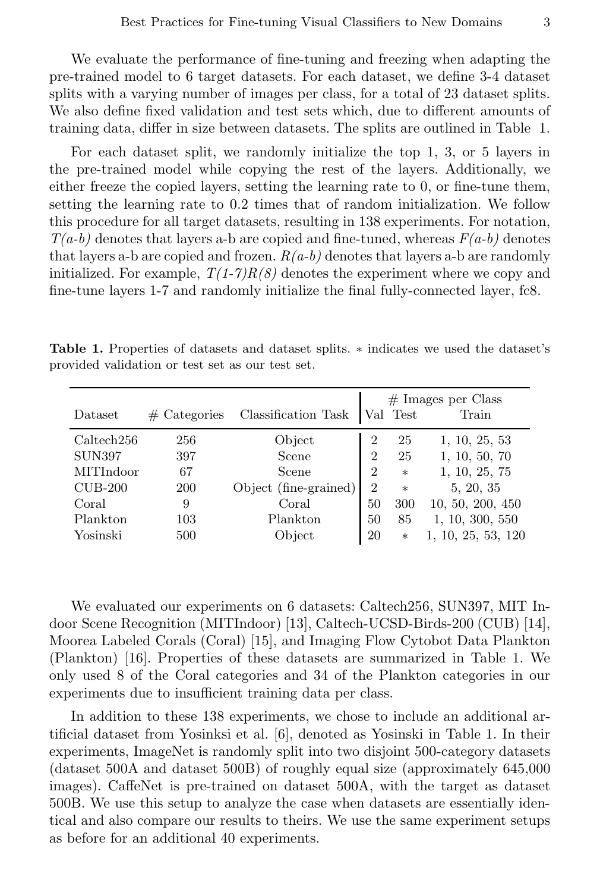We evaluate the performance of fine-tuning and freezing when adapting the pre-trained model to 6 target datasets. For each dataset, we define 3-4 dataset splits with a varying number of images per class, for a total of 23 dataset splits. We also define fixed validation and test sets which, due to different amounts of training data, differ in size between datasets. The splits are outlined in Table 1.

For each dataset split, we randomly initialize the top 1, 3, or 5 layers in the pre-trained model while copying the rest of the layers. Additionally, we either freeze the copied layers, setting the learning rate to 0, or fine-tune them, setting the learning rate to 0.2 times that of random initialization. We follow this procedure for all target datasets, resulting in 138 experiments. For notation, *T(a-b)* denotes that layers a-b are copied and fine-tuned, whereas *F(a-b)* denotes that layers a-b are copied and frozen. *R(a-b)* denotes that layers a-b are randomly initialized. For example, *T(1-7)R(8)* denotes the experiment where we copy and fine-tune layers 1-7 and randomly initialize the final fully-connected layer, fc8.

**Table 1.** Properties of datasets and dataset splits. ∗ indicates we used the dataset's provided validation or test set as our test set.

| Dataset | # Categories | Classification Task | # Images per Class | | |
|---|---|---|---|---|---|
| | | | Val | Test | Train |
| Caltech256 | 256 | Object | 2 | 25 | 1, 10, 25, 53 |
| SUN397 | 397 | Scene | 2 | 25 | 1, 10, 50, 70 |
| MITIndoor | 67 | Scene | 2 | ∗ | 1, 10, 25, 75 |
| CUB-200 | 200 | Object (fine-grained) | 2 | ∗ | 5, 20, 35 |
| Coral | 9 | Coral | 50 | 300 | 10, 50, 200, 450 |
| Plankton | 103 | Plankton | 50 | 85 | 1, 10, 300, 550 |
| Yosinski | 500 | Object | 20 | ∗ | 1, 10, 25, 53, 120 |

We evaluated our experiments on 6 datasets: Caltech256, SUN397, MIT Indoor Scene Recognition (MITIndoor) [13], Caltech-UCSD-Birds-200 (CUB) [14], Moorea Labeled Corals (Coral) [15], and Imaging Flow Cytobot Data Plankton (Plankton) [16]. Properties of these datasets are summarized in Table 1. We only used 8 of the Coral categories and 34 of the Plankton categories in our experiments due to insufficient training data per class.

In addition to these 138 experiments, we chose to include an additional artificial dataset from Yosinksi et al. [6], denoted as Yosinski in Table 1. In their experiments, ImageNet is randomly split into two disjoint 500-category datasets (dataset 500A and dataset 500B) of roughly equal size (approximately 645,000 images). CaffeNet is pre-trained on dataset 500A, with the target as dataset 500B. We use this setup to analyze the case when datasets are essentially identical and also compare our results to theirs. We use the same experiment setups as before for an additional 40 experiments.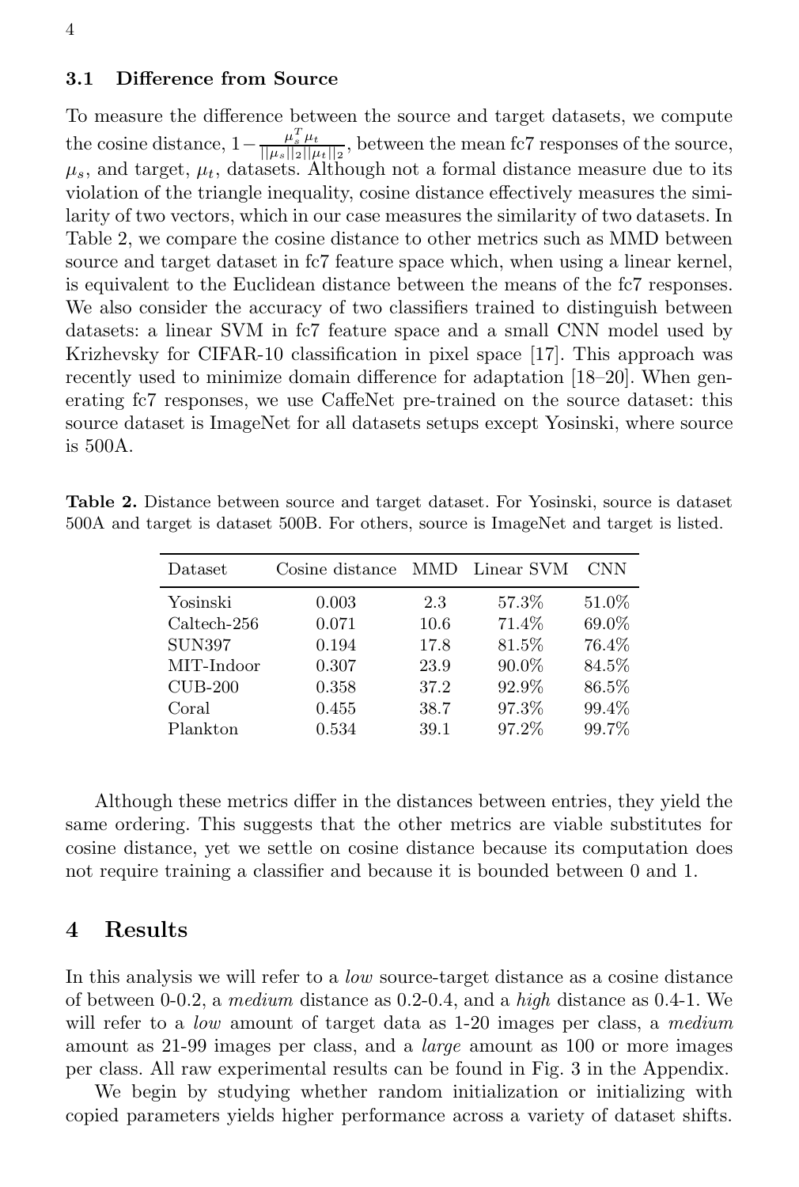### 3.1 Difference from Source

To measure the difference between the source and target datasets, we compute the cosine distance, $1 - \frac{\mu_s^T \mu_t}{||\mu_s||_2 ||\mu_t||_2}$, between the mean fc7 responses of the source, $\mu_s$, and target, $\mu_t$, datasets. Although not a formal distance measure due to its violation of the triangle inequality, cosine distance effectively measures the similarity of two vectors, which in our case measures the similarity of two datasets. In Table 2, we compare the cosine distance to other metrics such as MMD between source and target dataset in fc7 feature space which, when using a linear kernel, is equivalent to the Euclidean distance between the means of the fc7 responses. We also consider the accuracy of two classifiers trained to distinguish between datasets: a linear SVM in fc7 feature space and a small CNN model used by Krizhevsky for CIFAR-10 classification in pixel space [17]. This approach was recently used to minimize domain difference for adaptation [18–20]. When generating fc7 responses, we use CaffeNet pre-trained on the source dataset: this source dataset is ImageNet for all datasets setups except Yosinski, where source is 500A.

**Table 2.** Distance between source and target dataset. For Yosinski, source is dataset 500A and target is dataset 500B. For others, source is ImageNet and target is listed.

| Dataset | Cosine distance | MMD | Linear SVM | CNN |
|---|---|---|---|---|
| Yosinski | 0.003 | 2.3 | 57.3% | 51.0% |
| Caltech-256 | 0.071 | 10.6 | 71.4% | 69.0% |
| SUN397 | 0.194 | 17.8 | 81.5% | 76.4% |
| MIT-Indoor | 0.307 | 23.9 | 90.0% | 84.5% |
| CUB-200 | 0.358 | 37.2 | 92.9% | 86.5% |
| Coral | 0.455 | 38.7 | 97.3% | 99.4% |
| Plankton | 0.534 | 39.1 | 97.2% | 99.7% |

Although these metrics differ in the distances between entries, they yield the same ordering. This suggests that the other metrics are viable substitutes for cosine distance, yet we settle on cosine distance because its computation does not require training a classifier and because it is bounded between 0 and 1.

## 4 Results

In this analysis we will refer to a *low* source-target distance as a cosine distance of between 0-0.2, a *medium* distance as 0.2-0.4, and a *high* distance as 0.4-1. We will refer to a *low* amount of target data as 1-20 images per class, a *medium* amount as 21-99 images per class, and a *large* amount as 100 or more images per class. All raw experimental results can be found in Fig. 3 in the Appendix.

We begin by studying whether random initialization or initializing with copied parameters yields higher performance across a variety of dataset shifts.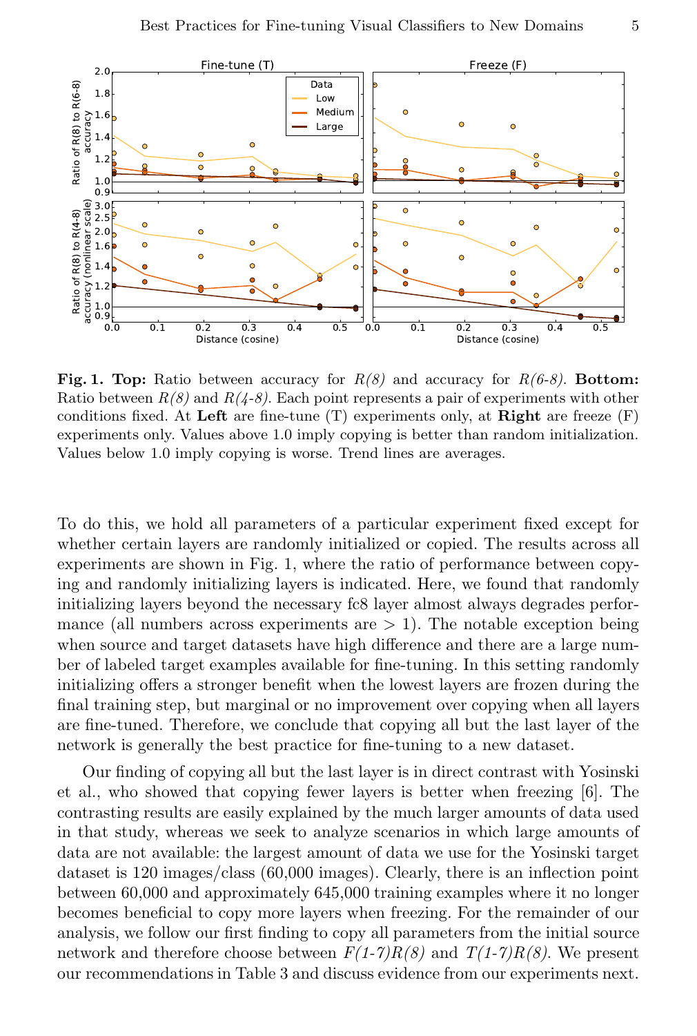**Fig. 1. Top:** Ratio between accuracy for *R(8)* and accuracy for *R(6-8)*. **Bottom:** Ratio between *R(8)* and *R(4-8)*. Each point represents a pair of experiments with other conditions fixed. At **Left** are fine-tune (T) experiments only, at **Right** are freeze (F) experiments only. Values above 1.0 imply copying is better than random initialization. Values below 1.0 imply copying is worse. Trend lines are averages.

To do this, we hold all parameters of a particular experiment fixed except for whether certain layers are randomly initialized or copied. The results across all experiments are shown in Fig. 1, where the ratio of performance between copying and randomly initializing layers is indicated. Here, we found that randomly initializing layers beyond the necessary fc8 layer almost always degrades performance (all numbers across experiments are $> 1$). The notable exception being when source and target datasets have high difference and there are a large number of labeled target examples available for fine-tuning. In this setting randomly initializing offers a stronger benefit when the lowest layers are frozen during the final training step, but marginal or no improvement over copying when all layers are fine-tuned. Therefore, we conclude that copying all but the last layer of the network is generally the best practice for fine-tuning to a new dataset.

Our finding of copying all but the last layer is in direct contrast with Yosinski et al., who showed that copying fewer layers is better when freezing [6]. The contrasting results are easily explained by the much larger amounts of data used in that study, whereas we seek to analyze scenarios in which large amounts of data are not available: the largest amount of data we use for the Yosinski target dataset is 120 images/class (60,000 images). Clearly, there is an inflection point between 60,000 and approximately 645,000 training examples where it no longer becomes beneficial to copy more layers when freezing. For the remainder of our analysis, we follow our first finding to copy all parameters from the initial source network and therefore choose between *F(1-7)R(8)* and *T(1-7)R(8)*. We present our recommendations in Table 3 and discuss evidence from our experiments next.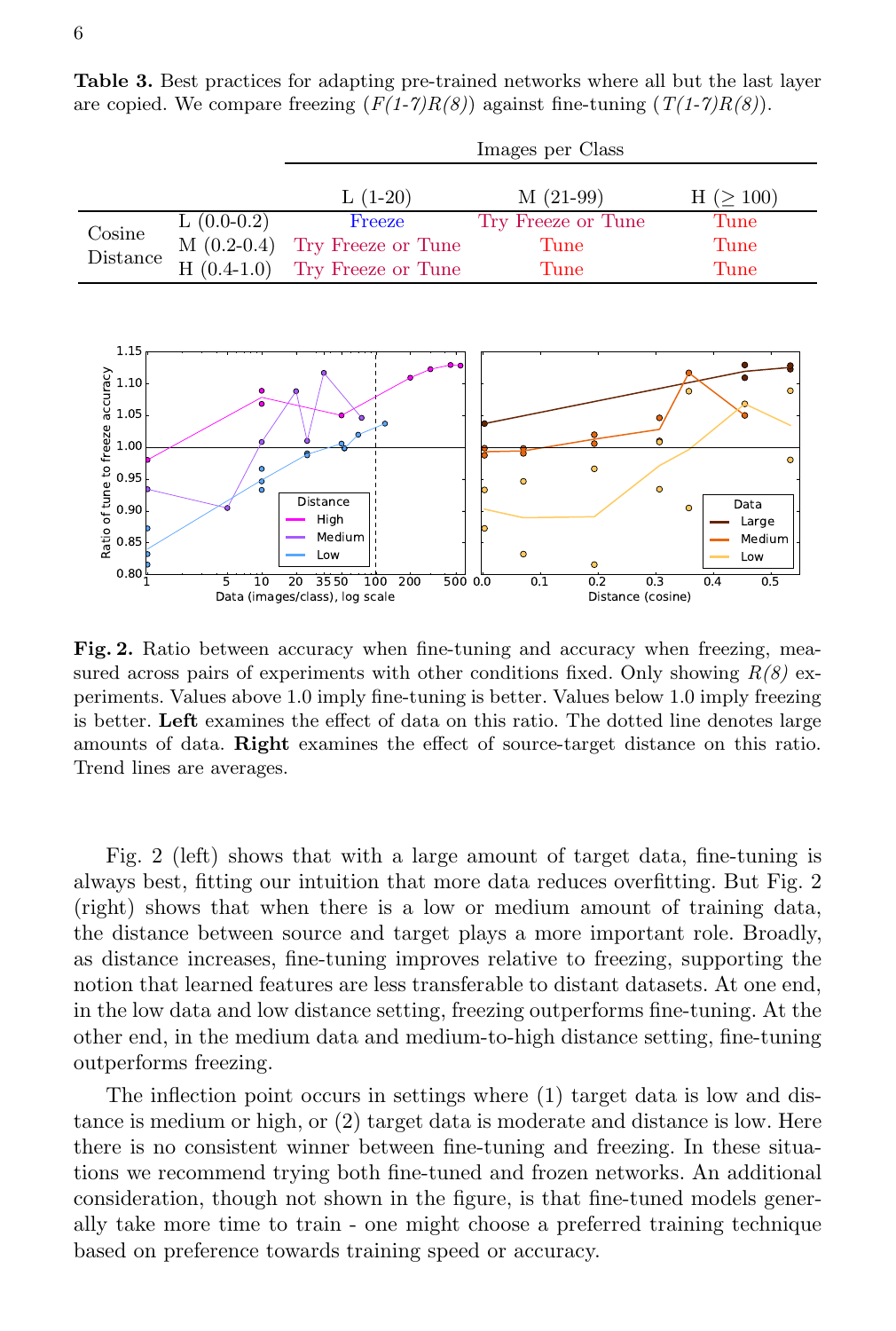**Table 3.** Best practices for adapting pre-trained networks where all but the last layer are copied. We compare freezing (*F(1-7)R(8)*) against fine-tuning (*T(1-7)R(8)*).

| | | Images per Class | | |
|---|---|---|---|---|
| | | L (1-20) | M (21-99) | H ($\geq$ 100) |
| Cosine Distance | L (0.0-0.2) | Freeze | Try Freeze or Tune | Tune |
| | M (0.2-0.4) | Try Freeze or Tune | Tune | Tune |
| | H (0.4-1.0) | Try Freeze or Tune | Tune | Tune |

**Fig. 2.** Ratio between accuracy when fine-tuning and accuracy when freezing, measured across pairs of experiments with other conditions fixed. Only showing *R(8)* experiments. Values above 1.0 imply fine-tuning is better. Values below 1.0 imply freezing is better. **Left** examines the effect of data on this ratio. The dotted line denotes large amounts of data. **Right** examines the effect of source-target distance on this ratio. Trend lines are averages.

Fig. 2 (left) shows that with a large amount of target data, fine-tuning is always best, fitting our intuition that more data reduces overfitting. But Fig. 2 (right) shows that when there is a low or medium amount of training data, the distance between source and target plays a more important role. Broadly, as distance increases, fine-tuning improves relative to freezing, supporting the notion that learned features are less transferable to distant datasets. At one end, in the low data and low distance setting, freezing outperforms fine-tuning. At the other end, in the medium data and medium-to-high distance setting, fine-tuning outperforms freezing.

The inflection point occurs in settings where (1) target data is low and distance is medium or high, or (2) target data is moderate and distance is low. Here there is no consistent winner between fine-tuning and freezing. In these situations we recommend trying both fine-tuned and frozen networks. An additional consideration, though not shown in the figure, is that fine-tuned models generally take more time to train - one might choose a preferred training technique based on preference towards training speed or accuracy.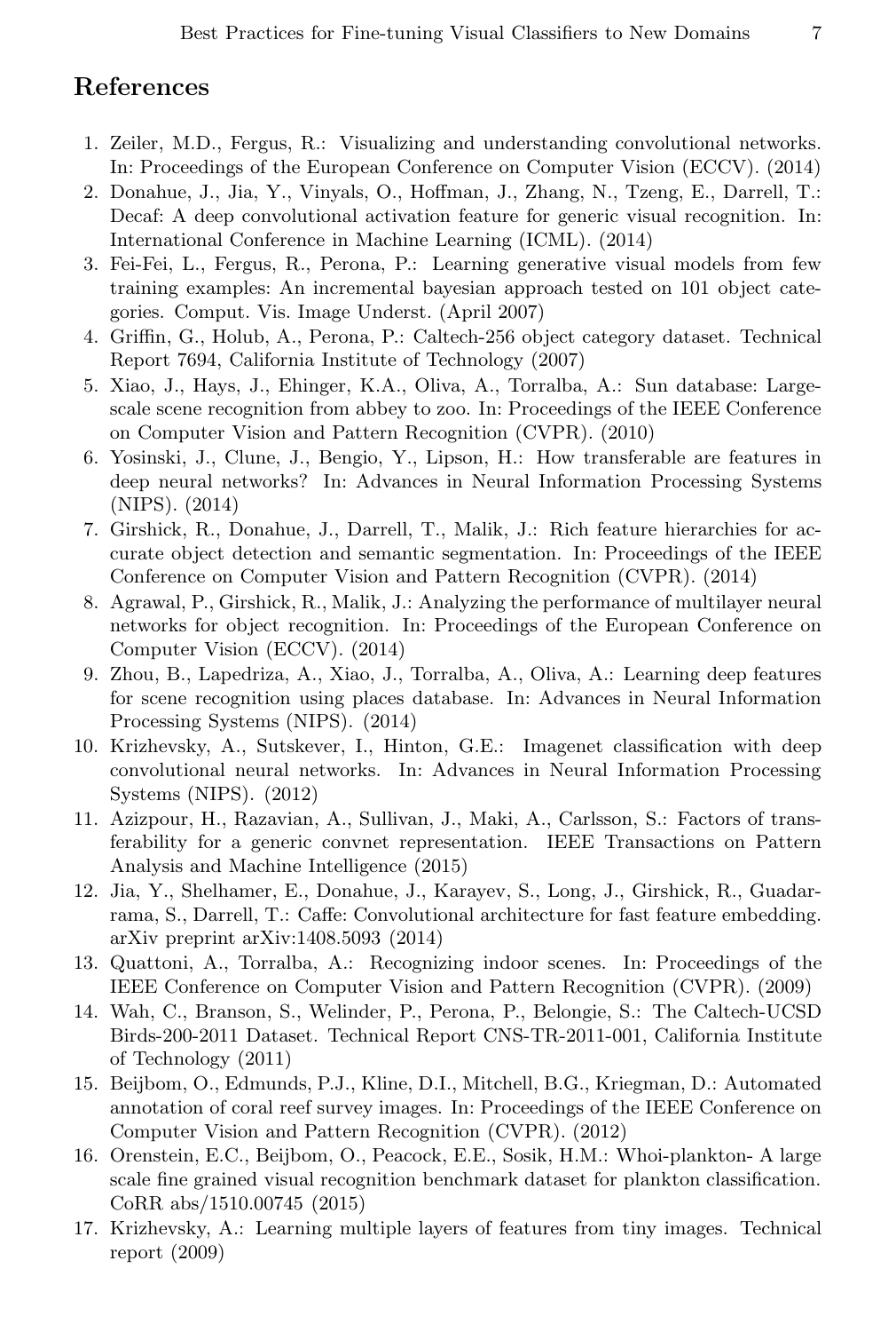## References

1. Zeiler, M.D., Fergus, R.: Visualizing and understanding convolutional networks. In: Proceedings of the European Conference on Computer Vision (ECCV). (2014)
2. Donahue, J., Jia, Y., Vinyals, O., Hoffman, J., Zhang, N., Tzeng, E., Darrell, T.: Decaf: A deep convolutional activation feature for generic visual recognition. In: International Conference in Machine Learning (ICML). (2014)
3. Fei-Fei, L., Fergus, R., Perona, P.: Learning generative visual models from few training examples: An incremental bayesian approach tested on 101 object categories. Comput. Vis. Image Underst. (April 2007)
4. Griffin, G., Holub, A., Perona, P.: Caltech-256 object category dataset. Technical Report 7694, California Institute of Technology (2007)
5. Xiao, J., Hays, J., Ehinger, K.A., Oliva, A., Torralba, A.: Sun database: Large-scale scene recognition from abbey to zoo. In: Proceedings of the IEEE Conference on Computer Vision and Pattern Recognition (CVPR). (2010)
6. Yosinski, J., Clune, J., Bengio, Y., Lipson, H.: How transferable are features in deep neural networks? In: Advances in Neural Information Processing Systems (NIPS). (2014)
7. Girshick, R., Donahue, J., Darrell, T., Malik, J.: Rich feature hierarchies for accurate object detection and semantic segmentation. In: Proceedings of the IEEE Conference on Computer Vision and Pattern Recognition (CVPR). (2014)
8. Agrawal, P., Girshick, R., Malik, J.: Analyzing the performance of multilayer neural networks for object recognition. In: Proceedings of the European Conference on Computer Vision (ECCV). (2014)
9. Zhou, B., Lapedriza, A., Xiao, J., Torralba, A., Oliva, A.: Learning deep features for scene recognition using places database. In: Advances in Neural Information Processing Systems (NIPS). (2014)
10. Krizhevsky, A., Sutskever, I., Hinton, G.E.: Imagenet classification with deep convolutional neural networks. In: Advances in Neural Information Processing Systems (NIPS). (2012)
11. Azizpour, H., Razavian, A., Sullivan, J., Maki, A., Carlsson, S.: Factors of transferability for a generic convnet representation. IEEE Transactions on Pattern Analysis and Machine Intelligence (2015)
12. Jia, Y., Shelhamer, E., Donahue, J., Karayev, S., Long, J., Girshick, R., Guadarrama, S., Darrell, T.: Caffe: Convolutional architecture for fast feature embedding. arXiv preprint arXiv:1408.5093 (2014)
13. Quattoni, A., Torralba, A.: Recognizing indoor scenes. In: Proceedings of the IEEE Conference on Computer Vision and Pattern Recognition (CVPR). (2009)
14. Wah, C., Branson, S., Welinder, P., Perona, P., Belongie, S.: The Caltech-UCSD Birds-200-2011 Dataset. Technical Report CNS-TR-2011-001, California Institute of Technology (2011)
15. Beijbom, O., Edmunds, P.J., Kline, D.I., Mitchell, B.G., Kriegman, D.: Automated annotation of coral reef survey images. In: Proceedings of the IEEE Conference on Computer Vision and Pattern Recognition (CVPR). (2012)
16. Orenstein, E.C., Beijbom, O., Peacock, E.E., Sosik, H.M.: Whoi-plankton- A large scale fine grained visual recognition benchmark dataset for plankton classification. CoRR abs/1510.00745 (2015)
17. Krizhevsky, A.: Learning multiple layers of features from tiny images. Technical report (2009)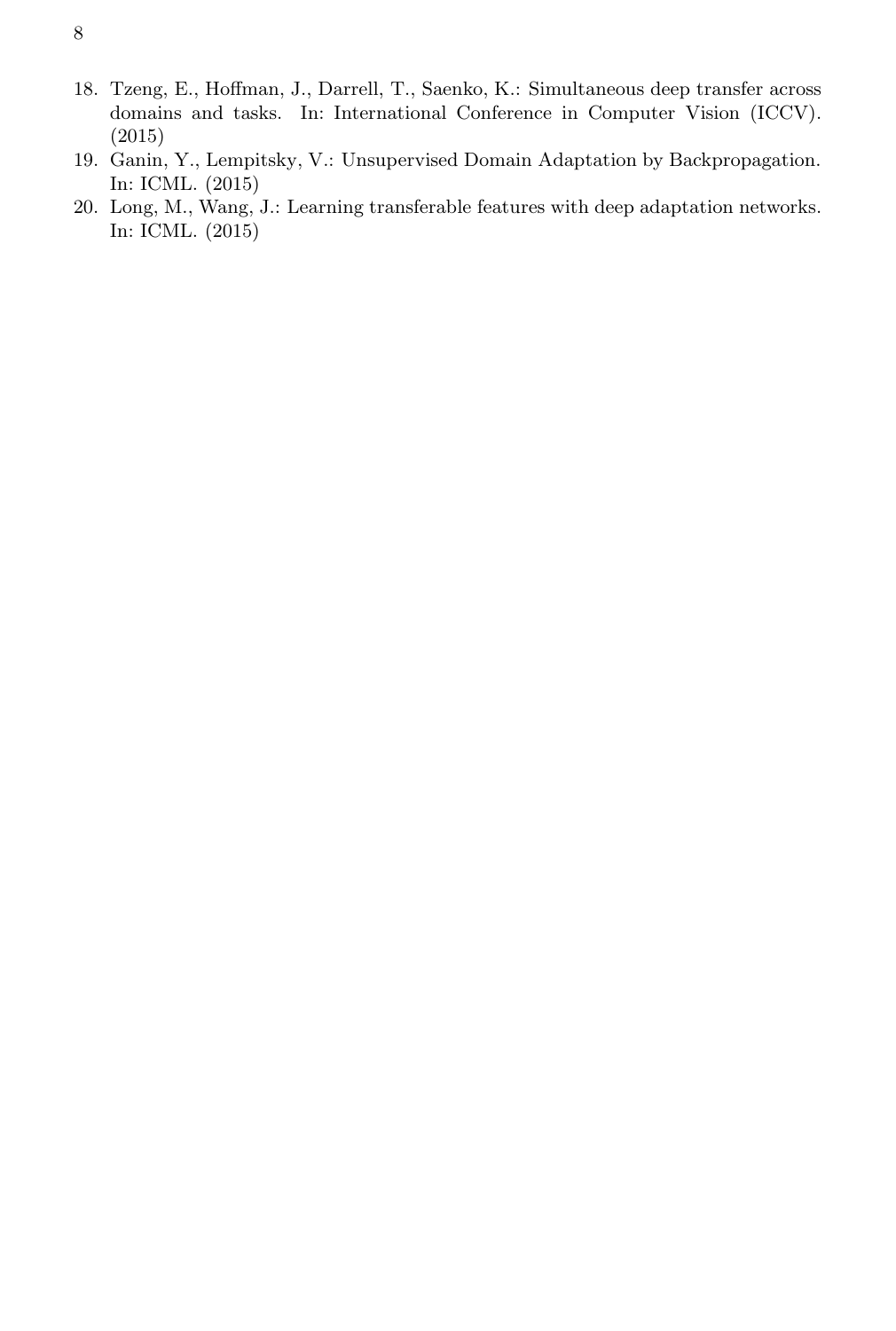18. Tzeng, E., Hoffman, J., Darrell, T., Saenko, K.: Simultaneous deep transfer across domains and tasks. In: International Conference in Computer Vision (ICCV). (2015)
19. Ganin, Y., Lempitsky, V.: Unsupervised Domain Adaptation by Backpropagation. In: ICML. (2015)
20. Long, M., Wang, J.: Learning transferable features with deep adaptation networks. In: ICML. (2015)